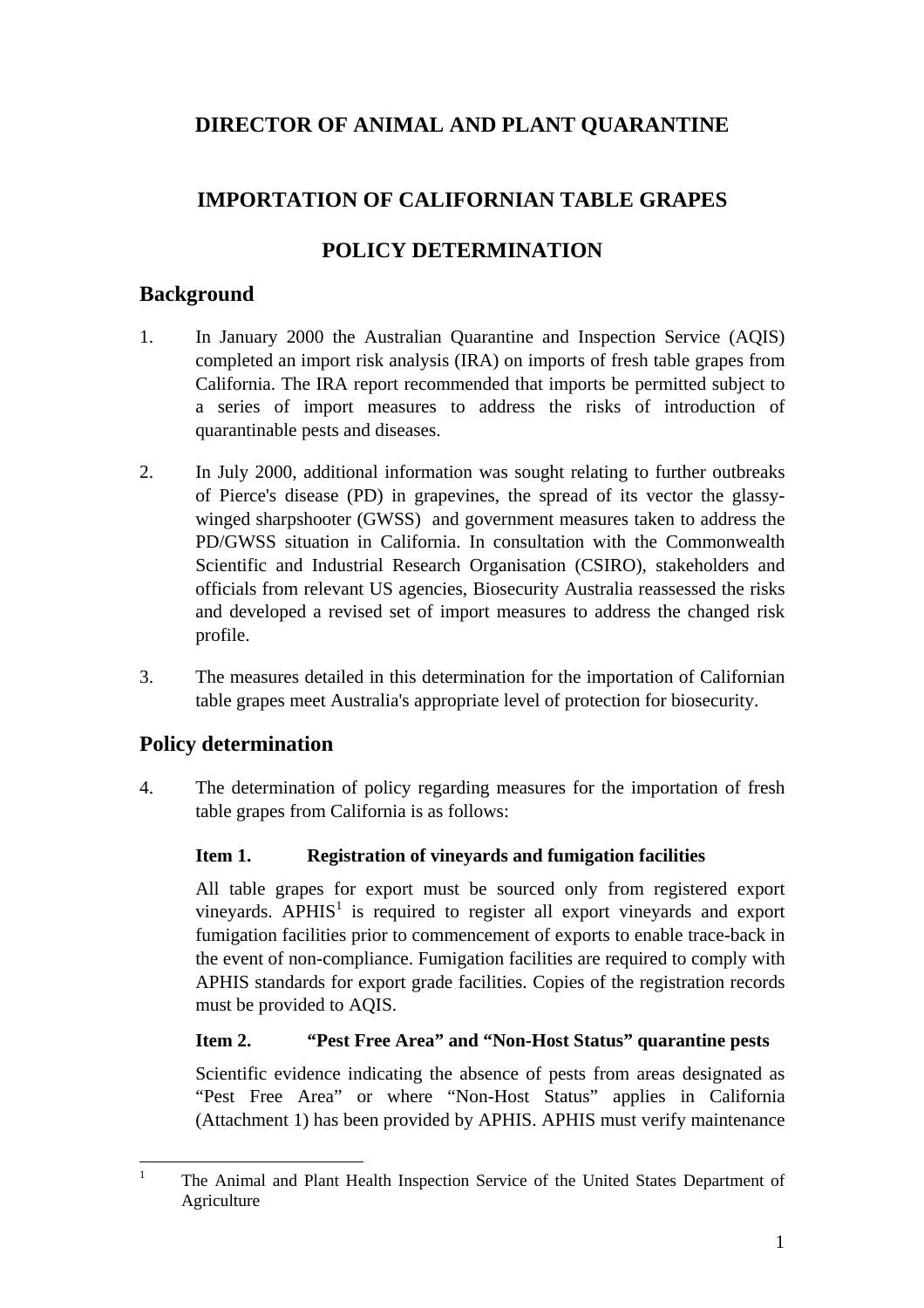# DIRECTOR OF ANIMAL AND PLANT QUARANTINE

# IMPORTATION OF CALIFORNIAN TABLE GRAPES

# POLICY DETERMINATION

## Background

1. In January 2000 the Australian Quarantine and Inspection Service (AQIS) completed an import risk analysis (IRA) on imports of fresh table grapes from California. The IRA report recommended that imports be permitted subject to a series of import measures to address the risks of introduction of quarantinable pests and diseases.

2. In July 2000, additional information was sought relating to further outbreaks of Pierce's disease (PD) in grapevines, the spread of its vector the glassy-winged sharpshooter (GWSS) and government measures taken to address the PD/GWSS situation in California. In consultation with the Commonwealth Scientific and Industrial Research Organisation (CSIRO), stakeholders and officials from relevant US agencies, Biosecurity Australia reassessed the risks and developed a revised set of import measures to address the changed risk profile.

3. The measures detailed in this determination for the importation of Californian table grapes meet Australia's appropriate level of protection for biosecurity.

## Policy determination

4. The determination of policy regarding measures for the importation of fresh table grapes from California is as follows:

### Item 1. Registration of vineyards and fumigation facilities

All table grapes for export must be sourced only from registered export vineyards. APHIS[1] is required to register all export vineyards and export fumigation facilities prior to commencement of exports to enable trace-back in the event of non-compliance. Fumigation facilities are required to comply with APHIS standards for export grade facilities. Copies of the registration records must be provided to AQIS.

### Item 2. "Pest Free Area" and "Non-Host Status" quarantine pests

Scientific evidence indicating the absence of pests from areas designated as "Pest Free Area" or where "Non-Host Status" applies in California (Attachment 1) has been provided by APHIS. APHIS must verify maintenance

[1] The Animal and Plant Health Inspection Service of the United States Department of Agriculture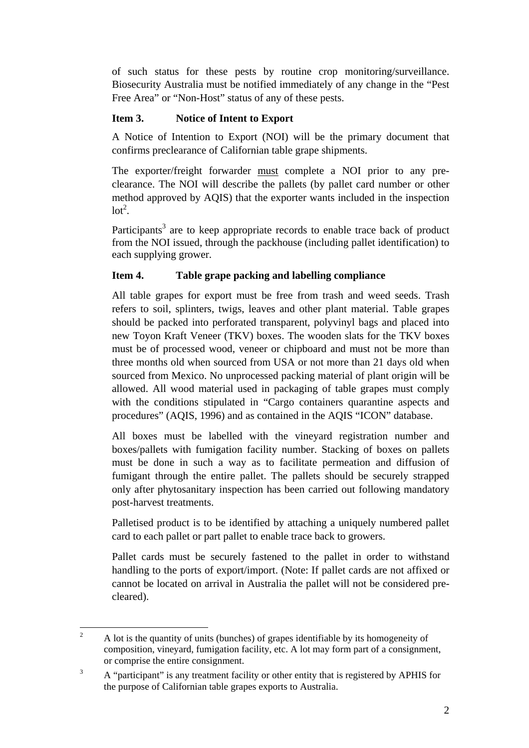of such status for these pests by routine crop monitoring/surveillance. Biosecurity Australia must be notified immediately of any change in the "Pest Free Area" or "Non-Host" status of any of these pests.

### Item 3. Notice of Intent to Export

A Notice of Intention to Export (NOI) will be the primary document that confirms preclearance of Californian table grape shipments.

The exporter/freight forwarder must complete a NOI prior to any pre-clearance. The NOI will describe the pallets (by pallet card number or other method approved by AQIS) that the exporter wants included in the inspection lot[2].

Participants[3] are to keep appropriate records to enable trace back of product from the NOI issued, through the packhouse (including pallet identification) to each supplying grower.

### Item 4. Table grape packing and labelling compliance

All table grapes for export must be free from trash and weed seeds. Trash refers to soil, splinters, twigs, leaves and other plant material. Table grapes should be packed into perforated transparent, polyvinyl bags and placed into new Toyon Kraft Veneer (TKV) boxes. The wooden slats for the TKV boxes must be of processed wood, veneer or chipboard and must not be more than three months old when sourced from USA or not more than 21 days old when sourced from Mexico. No unprocessed packing material of plant origin will be allowed. All wood material used in packaging of table grapes must comply with the conditions stipulated in "Cargo containers quarantine aspects and procedures" (AQIS, 1996) and as contained in the AQIS "ICON" database.

All boxes must be labelled with the vineyard registration number and boxes/pallets with fumigation facility number. Stacking of boxes on pallets must be done in such a way as to facilitate permeation and diffusion of fumigant through the entire pallet. The pallets should be securely strapped only after phytosanitary inspection has been carried out following mandatory post-harvest treatments.

Palletised product is to be identified by attaching a uniquely numbered pallet card to each pallet or part pallet to enable trace back to growers.

Pallet cards must be securely fastened to the pallet in order to withstand handling to the ports of export/import. (Note: If pallet cards are not affixed or cannot be located on arrival in Australia the pallet will not be considered pre-cleared).

---

[2] A lot is the quantity of units (bunches) of grapes identifiable by its homogeneity of composition, vineyard, fumigation facility, etc. A lot may form part of a consignment, or comprise the entire consignment.

[3] A "participant" is any treatment facility or other entity that is registered by APHIS for the purpose of Californian table grapes exports to Australia.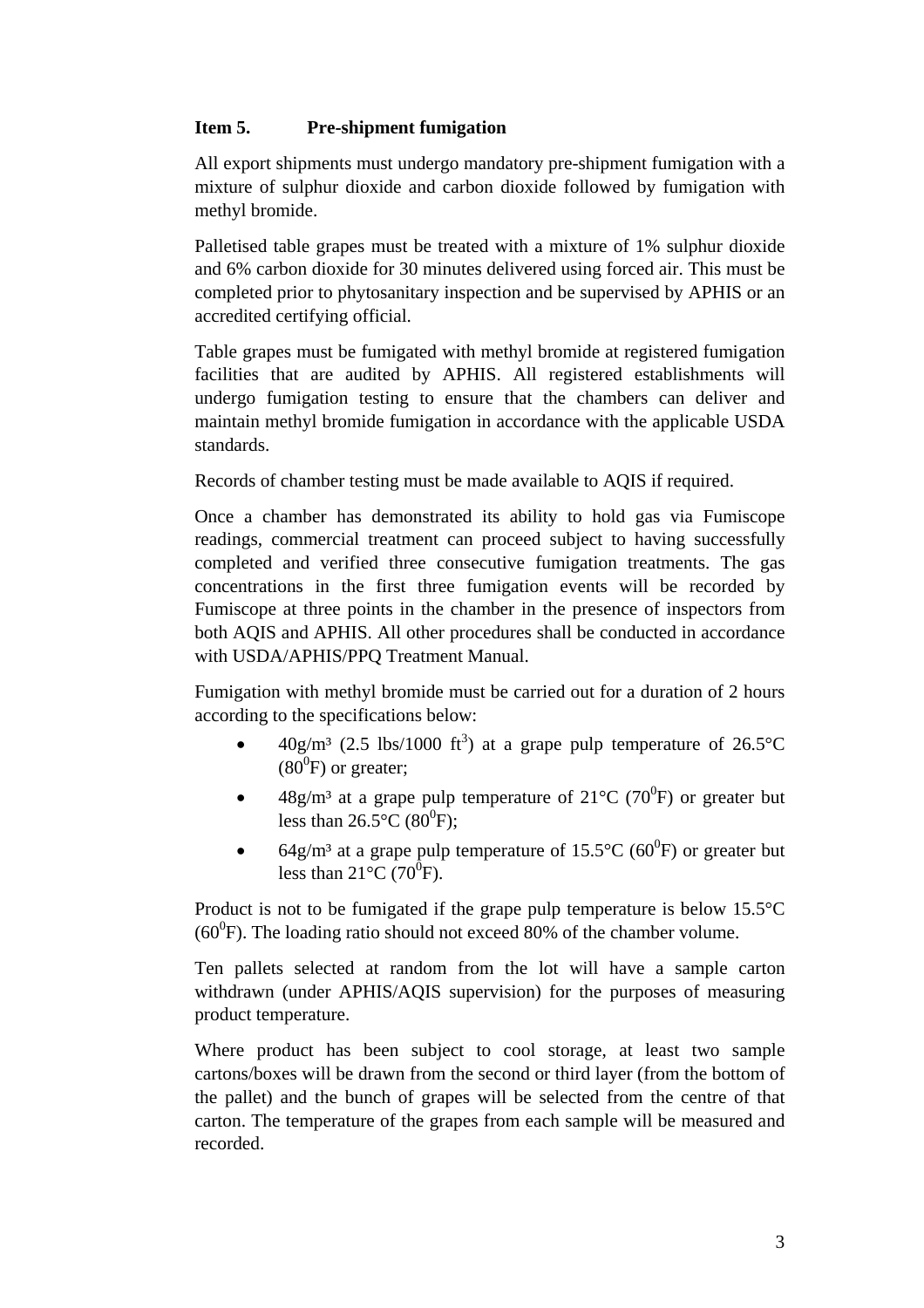### Item 5. Pre-shipment fumigation

All export shipments must undergo mandatory pre-shipment fumigation with a mixture of sulphur dioxide and carbon dioxide followed by fumigation with methyl bromide.

Palletised table grapes must be treated with a mixture of 1% sulphur dioxide and 6% carbon dioxide for 30 minutes delivered using forced air. This must be completed prior to phytosanitary inspection and be supervised by APHIS or an accredited certifying official.

Table grapes must be fumigated with methyl bromide at registered fumigation facilities that are audited by APHIS. All registered establishments will undergo fumigation testing to ensure that the chambers can deliver and maintain methyl bromide fumigation in accordance with the applicable USDA standards.

Records of chamber testing must be made available to AQIS if required.

Once a chamber has demonstrated its ability to hold gas via Fumiscope readings, commercial treatment can proceed subject to having successfully completed and verified three consecutive fumigation treatments. The gas concentrations in the first three fumigation events will be recorded by Fumiscope at three points in the chamber in the presence of inspectors from both AQIS and APHIS. All other procedures shall be conducted in accordance with USDA/APHIS/PPQ Treatment Manual.

Fumigation with methyl bromide must be carried out for a duration of 2 hours according to the specifications below:

- 40g/m³ (2.5 lbs/1000 ft$^3$) at a grape pulp temperature of 26.5°C (80$^0$F) or greater;
- 48g/m³ at a grape pulp temperature of 21°C (70$^0$F) or greater but less than 26.5°C (80$^0$F);
- 64g/m³ at a grape pulp temperature of 15.5°C (60$^0$F) or greater but less than 21°C (70$^0$F).

Product is not to be fumigated if the grape pulp temperature is below 15.5°C (60$^0$F). The loading ratio should not exceed 80% of the chamber volume.

Ten pallets selected at random from the lot will have a sample carton withdrawn (under APHIS/AQIS supervision) for the purposes of measuring product temperature.

Where product has been subject to cool storage, at least two sample cartons/boxes will be drawn from the second or third layer (from the bottom of the pallet) and the bunch of grapes will be selected from the centre of that carton. The temperature of the grapes from each sample will be measured and recorded.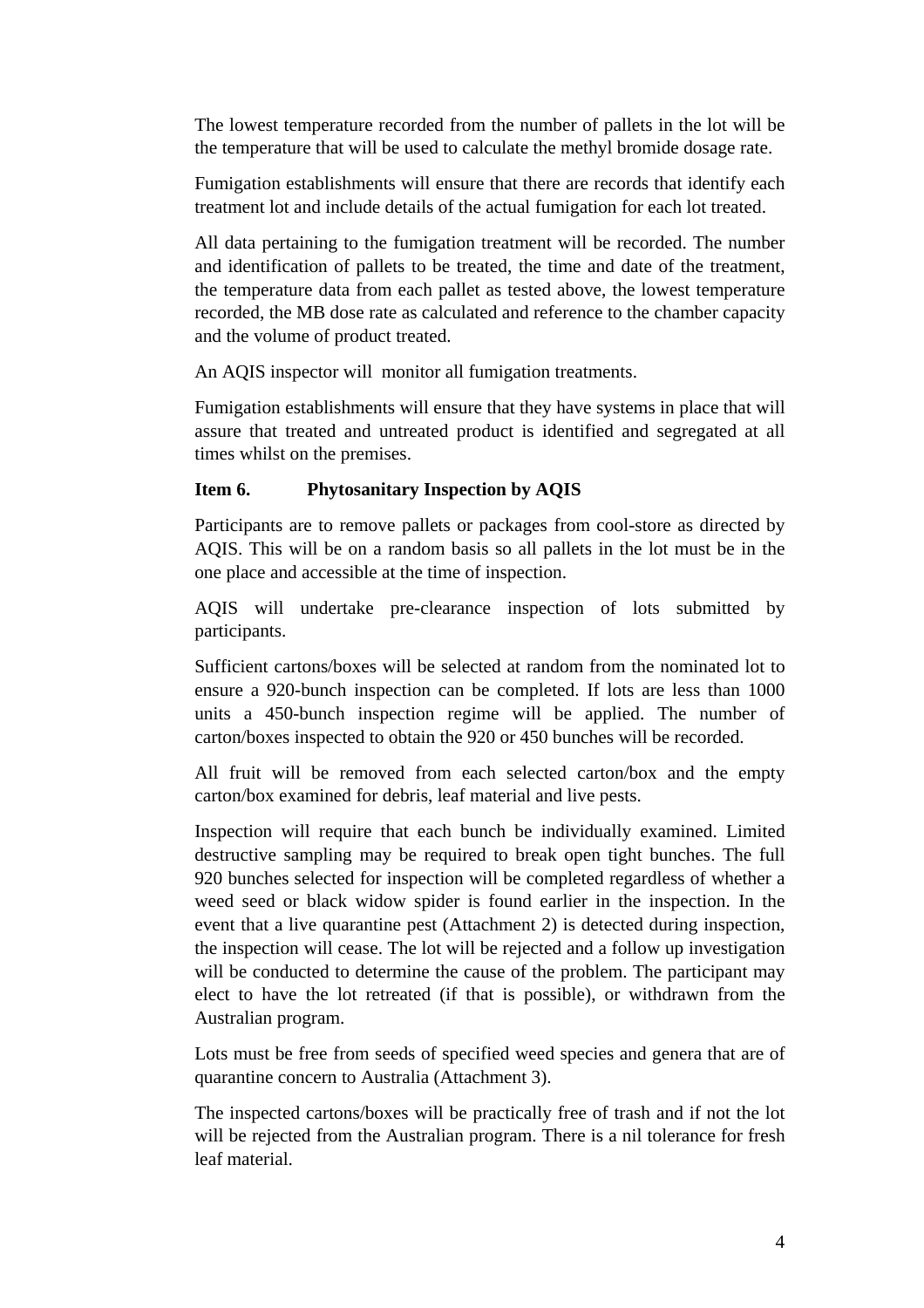The lowest temperature recorded from the number of pallets in the lot will be the temperature that will be used to calculate the methyl bromide dosage rate.

Fumigation establishments will ensure that there are records that identify each treatment lot and include details of the actual fumigation for each lot treated.

All data pertaining to the fumigation treatment will be recorded. The number and identification of pallets to be treated, the time and date of the treatment, the temperature data from each pallet as tested above, the lowest temperature recorded, the MB dose rate as calculated and reference to the chamber capacity and the volume of product treated.

An AQIS inspector will monitor all fumigation treatments.

Fumigation establishments will ensure that they have systems in place that will assure that treated and untreated product is identified and segregated at all times whilst on the premises.

**Item 6. Phytosanitary Inspection by AQIS**

Participants are to remove pallets or packages from cool-store as directed by AQIS. This will be on a random basis so all pallets in the lot must be in the one place and accessible at the time of inspection.

AQIS will undertake pre-clearance inspection of lots submitted by participants.

Sufficient cartons/boxes will be selected at random from the nominated lot to ensure a 920-bunch inspection can be completed. If lots are less than 1000 units a 450-bunch inspection regime will be applied. The number of carton/boxes inspected to obtain the 920 or 450 bunches will be recorded.

All fruit will be removed from each selected carton/box and the empty carton/box examined for debris, leaf material and live pests.

Inspection will require that each bunch be individually examined. Limited destructive sampling may be required to break open tight bunches. The full 920 bunches selected for inspection will be completed regardless of whether a weed seed or black widow spider is found earlier in the inspection. In the event that a live quarantine pest (Attachment 2) is detected during inspection, the inspection will cease. The lot will be rejected and a follow up investigation will be conducted to determine the cause of the problem. The participant may elect to have the lot retreated (if that is possible), or withdrawn from the Australian program.

Lots must be free from seeds of specified weed species and genera that are of quarantine concern to Australia (Attachment 3).

The inspected cartons/boxes will be practically free of trash and if not the lot will be rejected from the Australian program. There is a nil tolerance for fresh leaf material.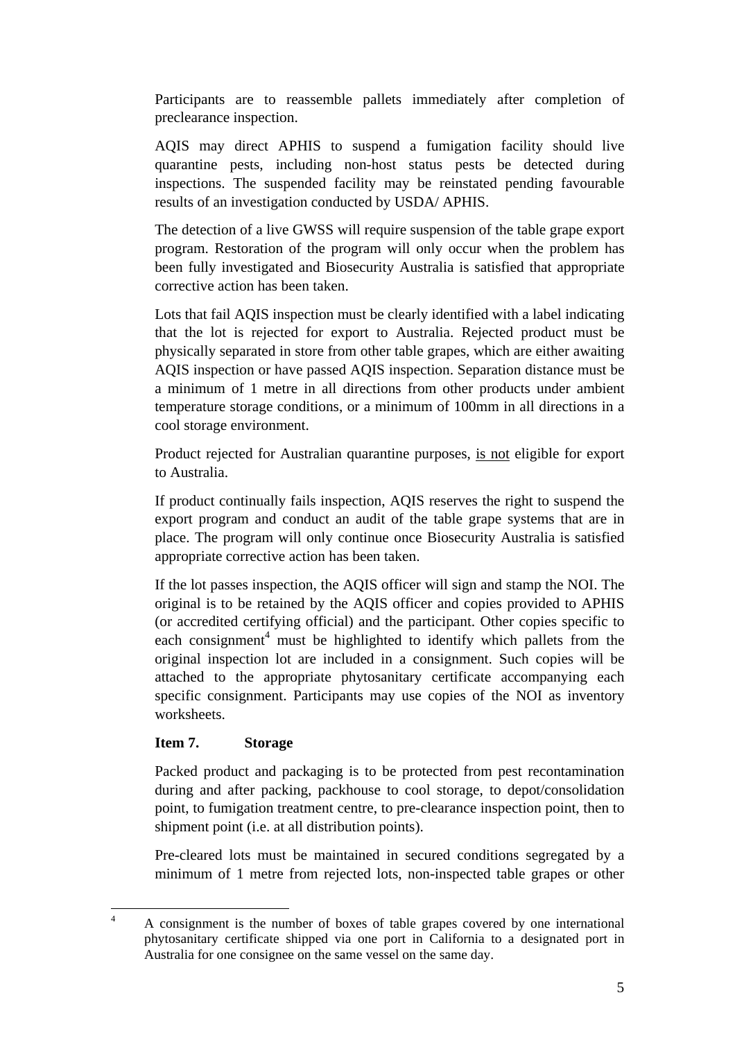Participants are to reassemble pallets immediately after completion of preclearance inspection.

AQIS may direct APHIS to suspend a fumigation facility should live quarantine pests, including non-host status pests be detected during inspections. The suspended facility may be reinstated pending favourable results of an investigation conducted by USDA/ APHIS.

The detection of a live GWSS will require suspension of the table grape export program. Restoration of the program will only occur when the problem has been fully investigated and Biosecurity Australia is satisfied that appropriate corrective action has been taken.

Lots that fail AQIS inspection must be clearly identified with a label indicating that the lot is rejected for export to Australia. Rejected product must be physically separated in store from other table grapes, which are either awaiting AQIS inspection or have passed AQIS inspection. Separation distance must be a minimum of 1 metre in all directions from other products under ambient temperature storage conditions, or a minimum of 100mm in all directions in a cool storage environment.

Product rejected for Australian quarantine purposes, <u>is not</u> eligible for export to Australia.

If product continually fails inspection, AQIS reserves the right to suspend the export program and conduct an audit of the table grape systems that are in place. The program will only continue once Biosecurity Australia is satisfied appropriate corrective action has been taken.

If the lot passes inspection, the AQIS officer will sign and stamp the NOI. The original is to be retained by the AQIS officer and copies provided to APHIS (or accredited certifying official) and the participant. Other copies specific to each consignment[4] must be highlighted to identify which pallets from the original inspection lot are included in a consignment. Such copies will be attached to the appropriate phytosanitary certificate accompanying each specific consignment. Participants may use copies of the NOI as inventory worksheets.

**Item 7. Storage**

Packed product and packaging is to be protected from pest recontamination during and after packing, packhouse to cool storage, to depot/consolidation point, to fumigation treatment centre, to pre-clearance inspection point, then to shipment point (i.e. at all distribution points).

Pre-cleared lots must be maintained in secured conditions segregated by a minimum of 1 metre from rejected lots, non-inspected table grapes or other

---

[4] A consignment is the number of boxes of table grapes covered by one international phytosanitary certificate shipped via one port in California to a designated port in Australia for one consignee on the same vessel on the same day.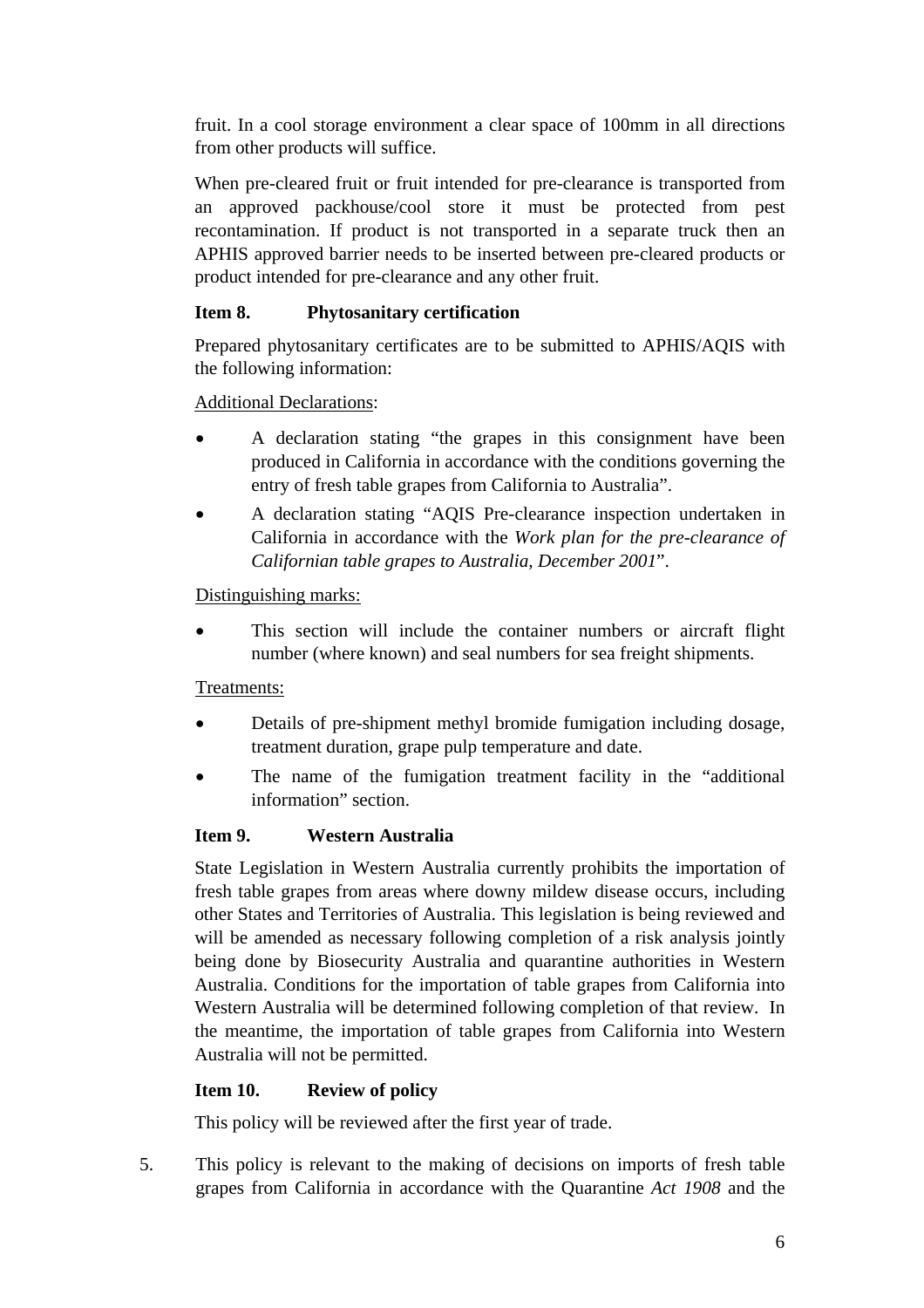fruit. In a cool storage environment a clear space of 100mm in all directions from other products will suffice.

When pre-cleared fruit or fruit intended for pre-clearance is transported from an approved packhouse/cool store it must be protected from pest recontamination. If product is not transported in a separate truck then an APHIS approved barrier needs to be inserted between pre-cleared products or product intended for pre-clearance and any other fruit.

**Item 8. Phytosanitary certification**

Prepared phytosanitary certificates are to be submitted to APHIS/AQIS with the following information:

Additional Declarations:

- A declaration stating "the grapes in this consignment have been produced in California in accordance with the conditions governing the entry of fresh table grapes from California to Australia".
- A declaration stating "AQIS Pre-clearance inspection undertaken in California in accordance with the *Work plan for the pre-clearance of Californian table grapes to Australia, December 2001*".

Distinguishing marks:

- This section will include the container numbers or aircraft flight number (where known) and seal numbers for sea freight shipments.

Treatments:

- Details of pre-shipment methyl bromide fumigation including dosage, treatment duration, grape pulp temperature and date.
- The name of the fumigation treatment facility in the "additional information" section.

**Item 9. Western Australia**

State Legislation in Western Australia currently prohibits the importation of fresh table grapes from areas where downy mildew disease occurs, including other States and Territories of Australia. This legislation is being reviewed and will be amended as necessary following completion of a risk analysis jointly being done by Biosecurity Australia and quarantine authorities in Western Australia. Conditions for the importation of table grapes from California into Western Australia will be determined following completion of that review. In the meantime, the importation of table grapes from California into Western Australia will not be permitted.

**Item 10. Review of policy**

This policy will be reviewed after the first year of trade.

5. This policy is relevant to the making of decisions on imports of fresh table grapes from California in accordance with the Quarantine *Act 1908* and the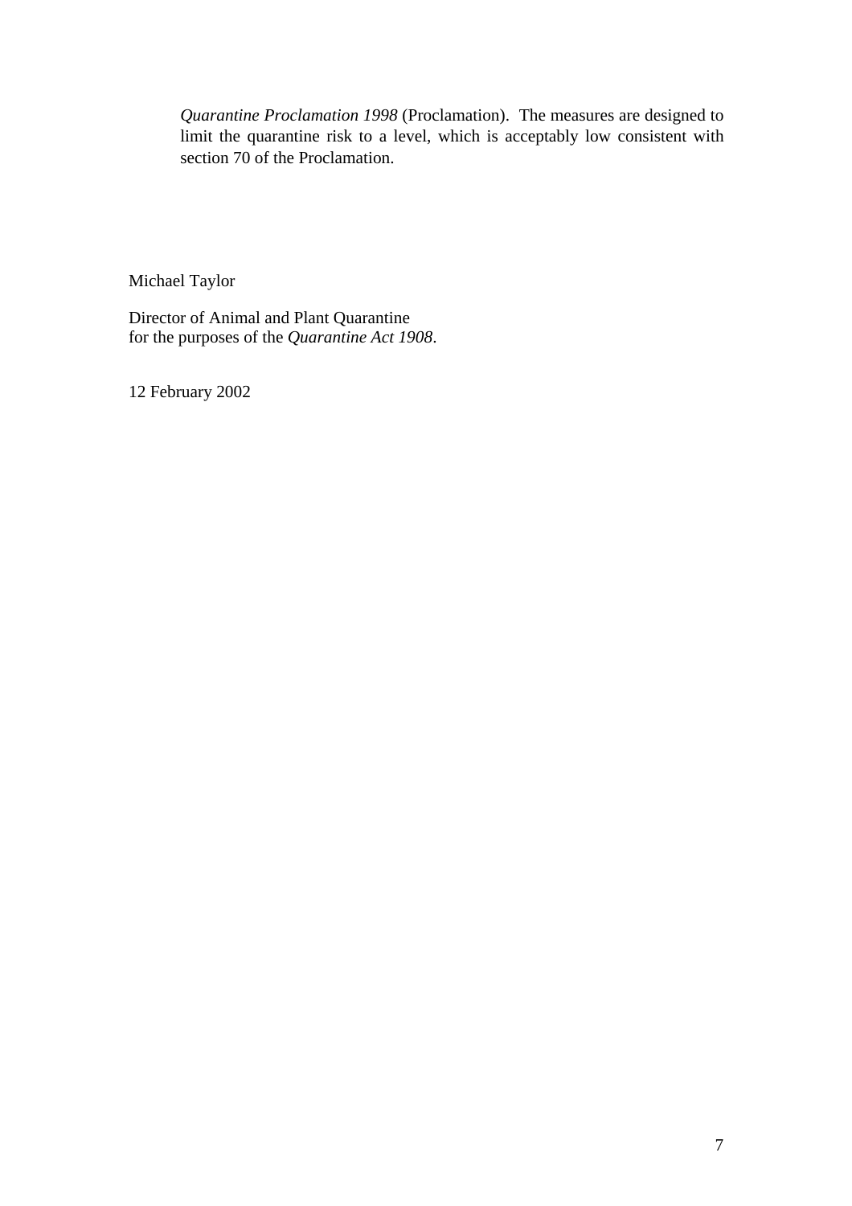*Quarantine Proclamation 1998* (Proclamation). The measures are designed to limit the quarantine risk to a level, which is acceptably low consistent with section 70 of the Proclamation.

Michael Taylor

Director of Animal and Plant Quarantine
for the purposes of the *Quarantine Act 1908*.

12 February 2002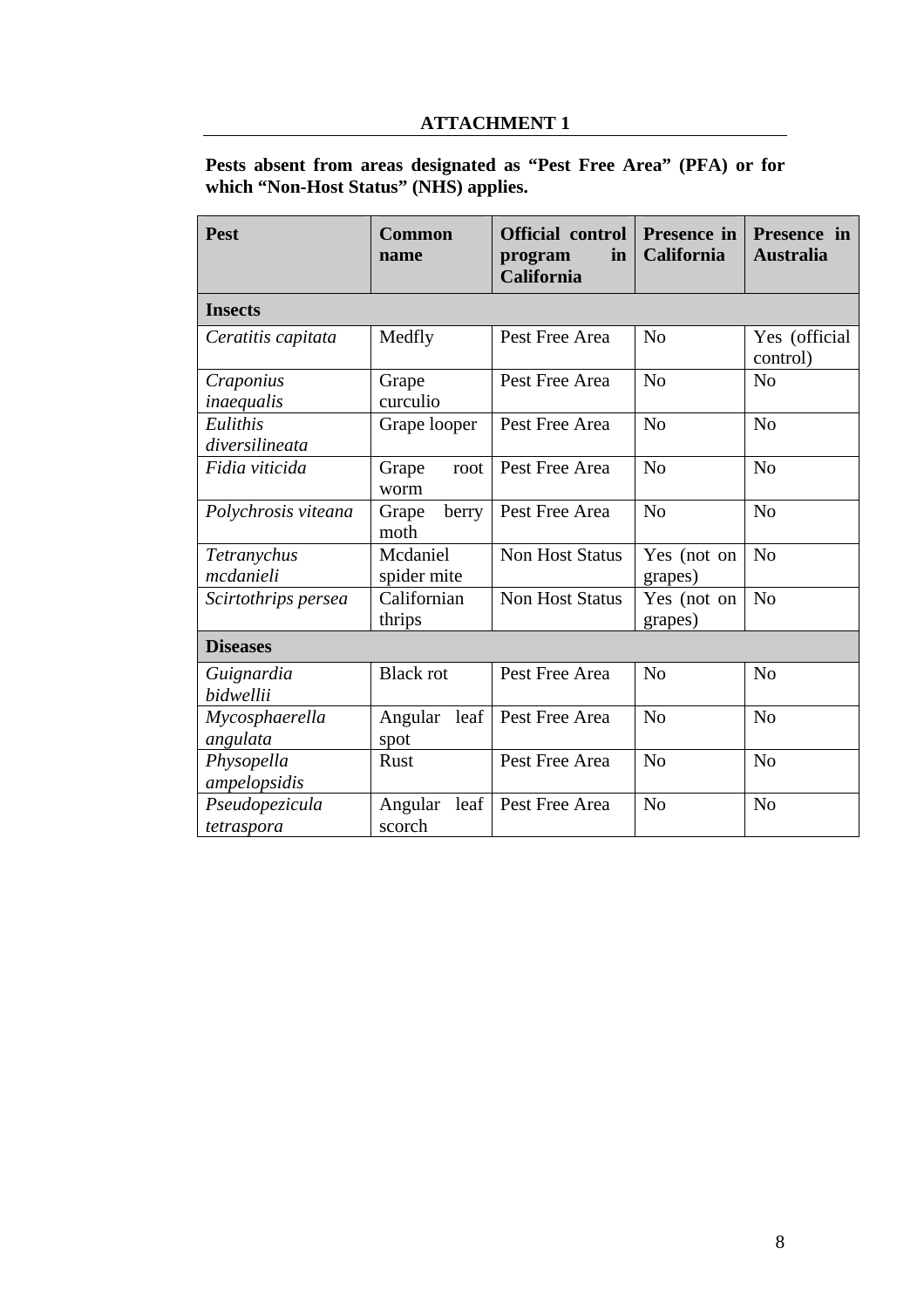## ATTACHMENT 1

**Pests absent from areas designated as "Pest Free Area" (PFA) or for which "Non-Host Status" (NHS) applies.**

| Pest | Common name | Official control program in California | Presence in California | Presence in Australia |
|---|---|---|---|---|
| **Insects** | | | | |
| *Ceratitis capitata* | Medfly | Pest Free Area | No | Yes (official control) |
| *Craponius inaequalis* | Grape curculio | Pest Free Area | No | No |
| *Eulithis diversilineata* | Grape looper | Pest Free Area | No | No |
| *Fidia viticida* | Grape root worm | Pest Free Area | No | No |
| *Polychrosis viteana* | Grape berry moth | Pest Free Area | No | No |
| *Tetranychus mcdanieli* | Mcdaniel spider mite | Non Host Status | Yes (not on grapes) | No |
| *Scirtothrips persea* | Californian thrips | Non Host Status | Yes (not on grapes) | No |
| **Diseases** | | | | |
| *Guignardia bidwellii* | Black rot | Pest Free Area | No | No |
| *Mycosphaerella angulata* | Angular leaf spot | Pest Free Area | No | No |
| *Physopella ampelopsidis* | Rust | Pest Free Area | No | No |
| *Pseudopezicula tetraspora* | Angular leaf scorch | Pest Free Area | No | No |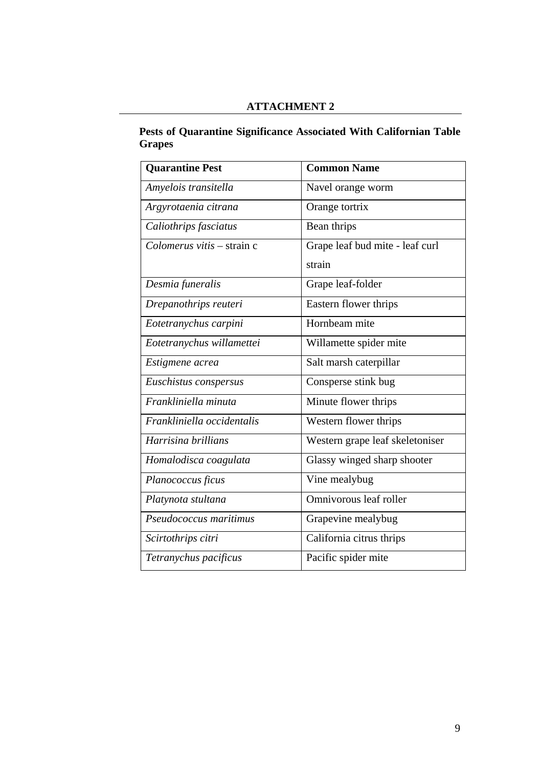# ATTACHMENT 2

**Pests of Quarantine Significance Associated With Californian Table Grapes**

| Quarantine Pest | Common Name |
| --- | --- |
| *Amyelois transitella* | Navel orange worm |
| *Argyrotaenia citrana* | Orange tortrix |
| *Caliothrips fasciatus* | Bean thrips |
| *Colomerus vitis* – strain c | Grape leaf bud mite - leaf curl strain |
| *Desmia funeralis* | Grape leaf-folder |
| *Drepanothrips reuteri* | Eastern flower thrips |
| *Eotetranychus carpini* | Hornbeam mite |
| *Eotetranychus willamettei* | Willamette spider mite |
| *Estigmene acrea* | Salt marsh caterpillar |
| *Euschistus conspersus* | Consperse stink bug |
| *Frankliniella minuta* | Minute flower thrips |
| *Frankliniella occidentalis* | Western flower thrips |
| *Harrisina brillians* | Western grape leaf skeletoniser |
| *Homalodisca coagulata* | Glassy winged sharp shooter |
| *Planococcus ficus* | Vine mealybug |
| *Platynota stultana* | Omnivorous leaf roller |
| *Pseudococcus maritimus* | Grapevine mealybug |
| *Scirtothrips citri* | California citrus thrips |
| *Tetranychus pacificus* | Pacific spider mite |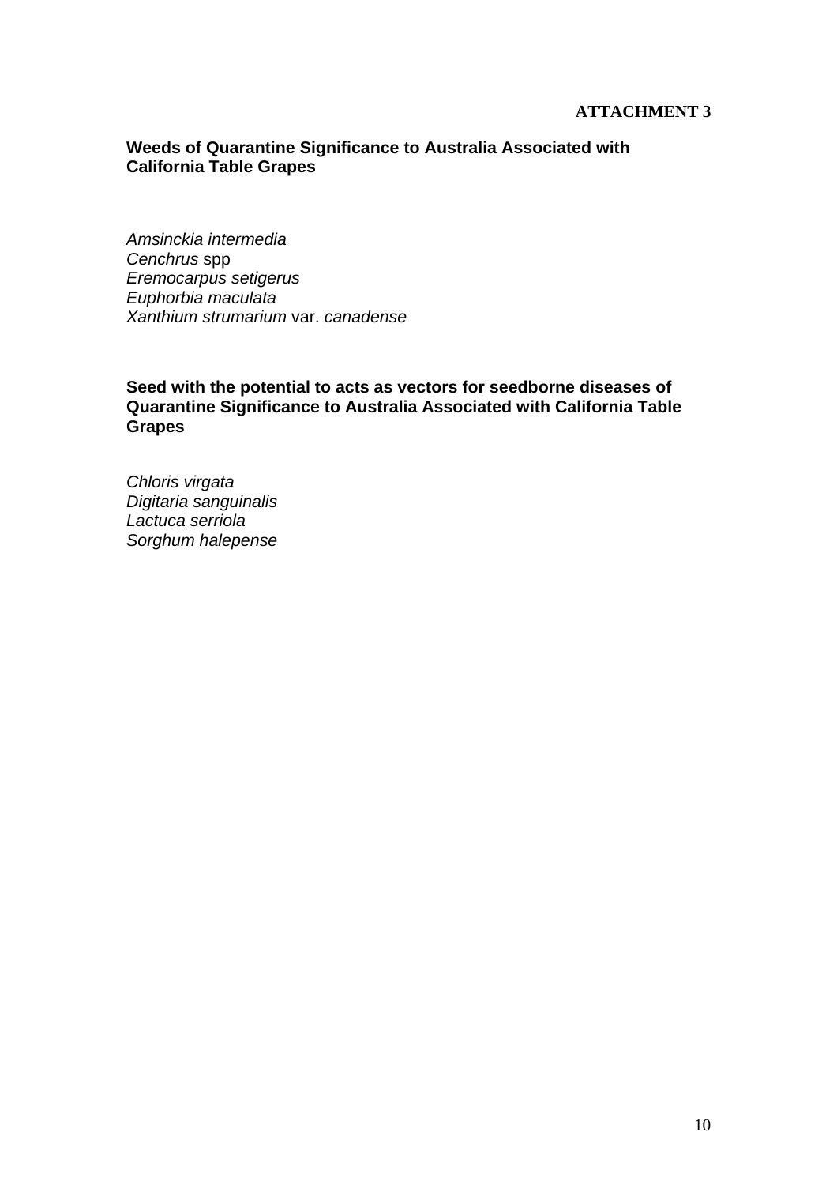**ATTACHMENT 3**

**Weeds of Quarantine Significance to Australia Associated with California Table Grapes**

*Amsinckia intermedia*
*Cenchrus* spp
*Eremocarpus setigerus*
*Euphorbia maculata*
*Xanthium strumarium* var. *canadense*

**Seed with the potential to acts as vectors for seedborne diseases of Quarantine Significance to Australia Associated with California Table Grapes**

*Chloris virgata*
*Digitaria sanguinalis*
*Lactuca serriola*
*Sorghum halepense*